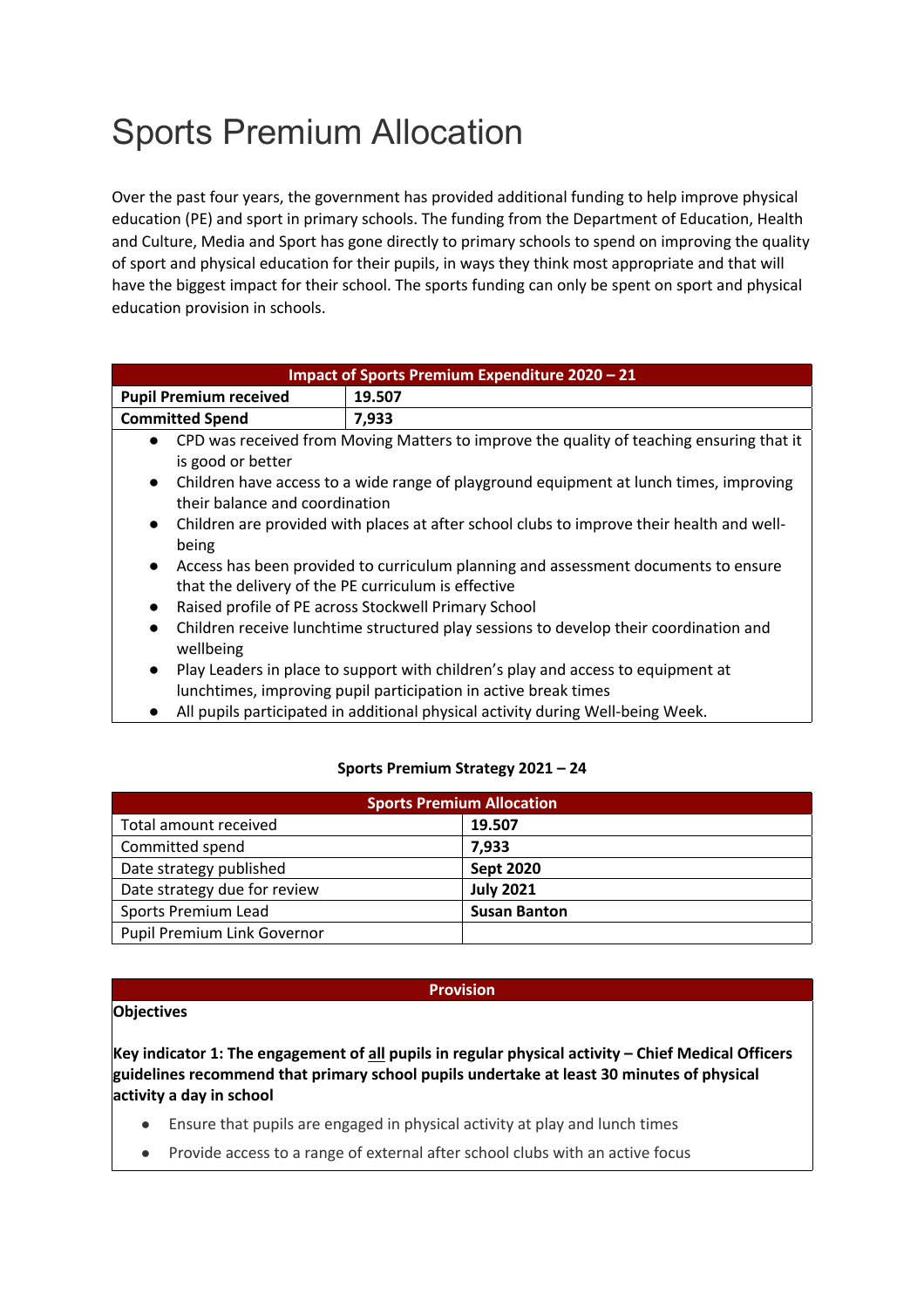# Sports Premium Allocation

Over the past four years, the government has provided additional funding to help improve physical education (PE) and sport in primary schools. The funding from the Department of Education, Health and Culture, Media and Sport has gone directly to primary schools to spend on improving the quality of sport and physical education for their pupils, in ways they think most appropriate and that will have the biggest impact for their school. The sports funding can only be spent on sport and physical education provision in schools.

| Impact of Sports Premium Expenditure 2020 – 21 | |
|---|---|
| **Pupil Premium received** | **19.507** |
| **Committed Spend** | **7,933** |

- CPD was received from Moving Matters to improve the quality of teaching ensuring that it is good or better
- Children have access to a wide range of playground equipment at lunch times, improving their balance and coordination
- Children are provided with places at after school clubs to improve their health and well-being
- Access has been provided to curriculum planning and assessment documents to ensure that the delivery of the PE curriculum is effective
- Raised profile of PE across Stockwell Primary School
- Children receive lunchtime structured play sessions to develop their coordination and wellbeing
- Play Leaders in place to support with children's play and access to equipment at lunchtimes, improving pupil participation in active break times
- All pupils participated in additional physical activity during Well-being Week.

**Sports Premium Strategy 2021 – 24**

| Sports Premium Allocation | |
|---|---|
| Total amount received | **19.507** |
| Committed spend | **7,933** |
| Date strategy published | **Sept 2020** |
| Date strategy due for review | **July 2021** |
| Sports Premium Lead | **Susan Banton** |
| Pupil Premium Link Governor | |

**Provision**

**Objectives**

**Key indicator 1: The engagement of all pupils in regular physical activity – Chief Medical Officers guidelines recommend that primary school pupils undertake at least 30 minutes of physical activity a day in school**

- Ensure that pupils are engaged in physical activity at play and lunch times
- Provide access to a range of external after school clubs with an active focus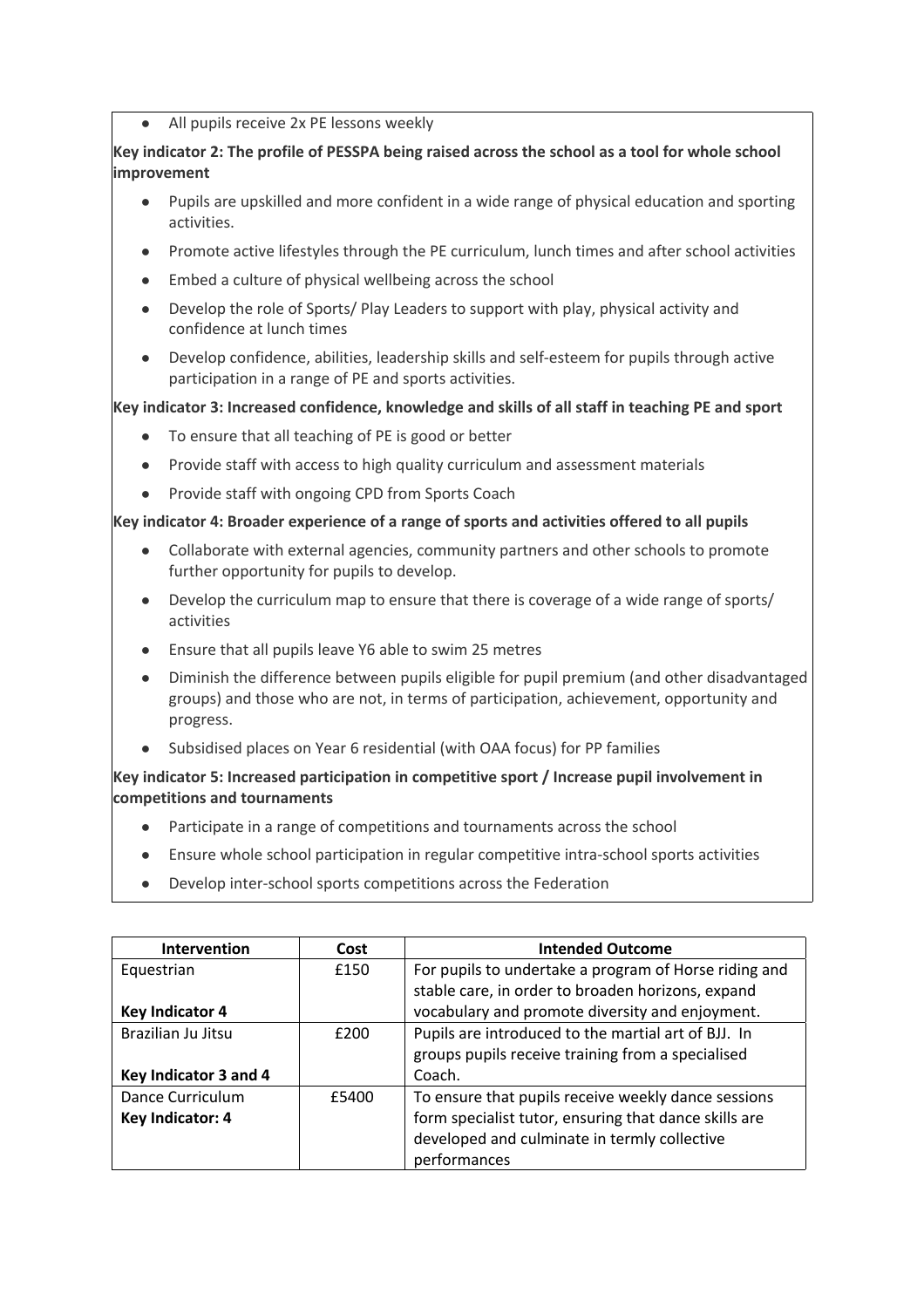- All pupils receive 2x PE lessons weekly

**Key indicator 2: The profile of PESSPA being raised across the school as a tool for whole school improvement**

- Pupils are upskilled and more confident in a wide range of physical education and sporting activities.
- Promote active lifestyles through the PE curriculum, lunch times and after school activities
- Embed a culture of physical wellbeing across the school
- Develop the role of Sports/ Play Leaders to support with play, physical activity and confidence at lunch times
- Develop confidence, abilities, leadership skills and self-esteem for pupils through active participation in a range of PE and sports activities.

**Key indicator 3: Increased confidence, knowledge and skills of all staff in teaching PE and sport**

- To ensure that all teaching of PE is good or better
- Provide staff with access to high quality curriculum and assessment materials
- Provide staff with ongoing CPD from Sports Coach

**Key indicator 4: Broader experience of a range of sports and activities offered to all pupils**

- Collaborate with external agencies, community partners and other schools to promote further opportunity for pupils to develop.
- Develop the curriculum map to ensure that there is coverage of a wide range of sports/ activities
- Ensure that all pupils leave Y6 able to swim 25 metres
- Diminish the difference between pupils eligible for pupil premium (and other disadvantaged groups) and those who are not, in terms of participation, achievement, opportunity and progress.
- Subsidised places on Year 6 residential (with OAA focus) for PP families

**Key indicator 5: Increased participation in competitive sport / Increase pupil involvement in competitions and tournaments**

- Participate in a range of competitions and tournaments across the school
- Ensure whole school participation in regular competitive intra-school sports activities
- Develop inter-school sports competitions across the Federation

| Intervention | Cost | Intended Outcome |
|---|---|---|
| Equestrian<br><br>**Key Indicator 4** | £150 | For pupils to undertake a program of Horse riding and stable care, in order to broaden horizons, expand vocabulary and promote diversity and enjoyment. |
| Brazilian Ju Jitsu<br><br>**Key Indicator 3 and 4** | £200 | Pupils are introduced to the martial art of BJJ. In groups pupils receive training from a specialised Coach. |
| Dance Curriculum<br>**Key Indicator: 4** | £5400 | To ensure that pupils receive weekly dance sessions form specialist tutor, ensuring that dance skills are developed and culminate in termly collective performances |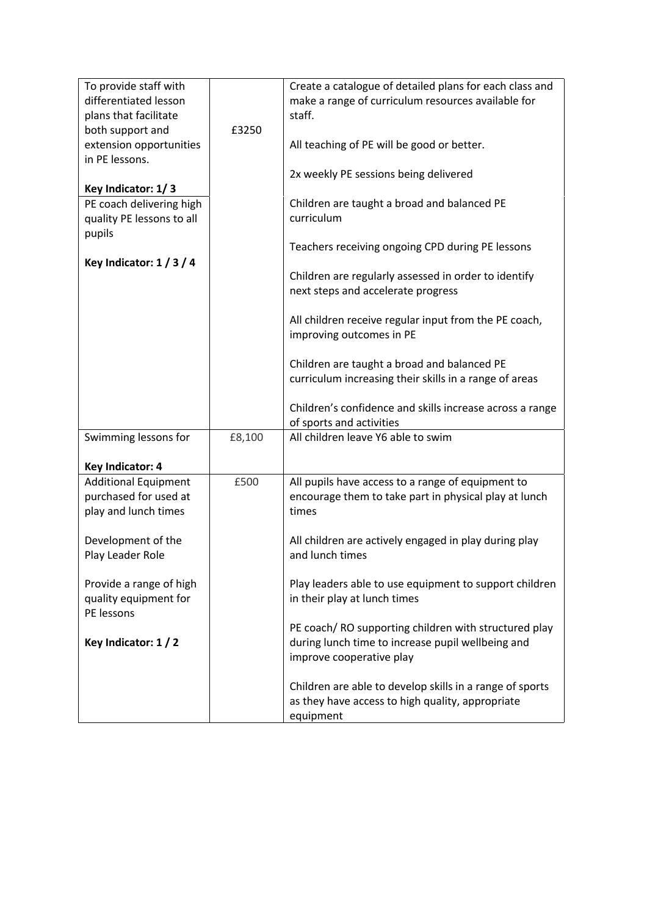| | | |
|---|---|---|
| To provide staff with differentiated lesson plans that facilitate both support and extension opportunities in PE lessons.<br><br>**Key Indicator: 1/ 3** | £3250 | Create a catalogue of detailed plans for each class and make a range of curriculum resources available for staff.<br><br>All teaching of PE will be good or better.<br><br>2x weekly PE sessions being delivered |
| PE coach delivering high quality PE lessons to all pupils<br><br>**Key Indicator: 1 / 3 / 4** | | Children are taught a broad and balanced PE curriculum<br><br>Teachers receiving ongoing CPD during PE lessons<br><br>Children are regularly assessed in order to identify next steps and accelerate progress<br><br>All children receive regular input from the PE coach, improving outcomes in PE<br><br>Children are taught a broad and balanced PE curriculum increasing their skills in a range of areas<br><br>Children's confidence and skills increase across a range of sports and activities |
| Swimming lessons for<br><br>**Key Indicator: 4** | £8,100 | All children leave Y6 able to swim |
| Additional Equipment purchased for used at play and lunch times<br><br>Development of the Play Leader Role<br><br>Provide a range of high quality equipment for PE lessons<br><br>**Key Indicator: 1 / 2** | £500 | All pupils have access to a range of equipment to encourage them to take part in physical play at lunch times<br><br>All children are actively engaged in play during play and lunch times<br><br>Play leaders able to use equipment to support children in their play at lunch times<br><br>PE coach/ RO supporting children with structured play during lunch time to increase pupil wellbeing and improve cooperative play<br><br>Children are able to develop skills in a range of sports as they have access to high quality, appropriate equipment |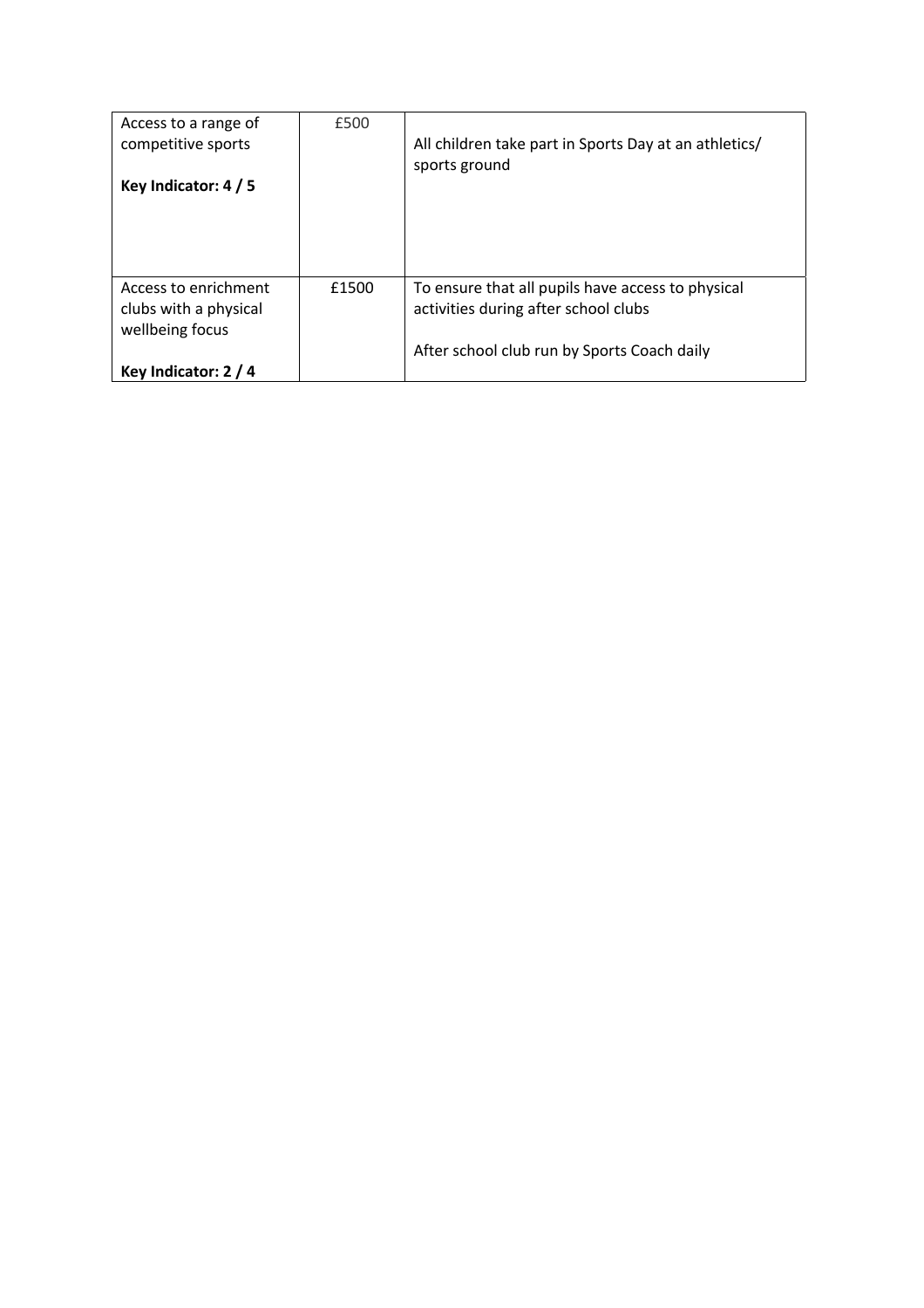| | | |
|---|---|---|
| Access to a range of competitive sports<br><br>**Key Indicator: 4 / 5** | £500 | All children take part in Sports Day at an athletics/ sports ground |
| Access to enrichment clubs with a physical wellbeing focus<br><br>**Key Indicator: 2 / 4** | £1500 | To ensure that all pupils have access to physical activities during after school clubs<br><br>After school club run by Sports Coach daily |